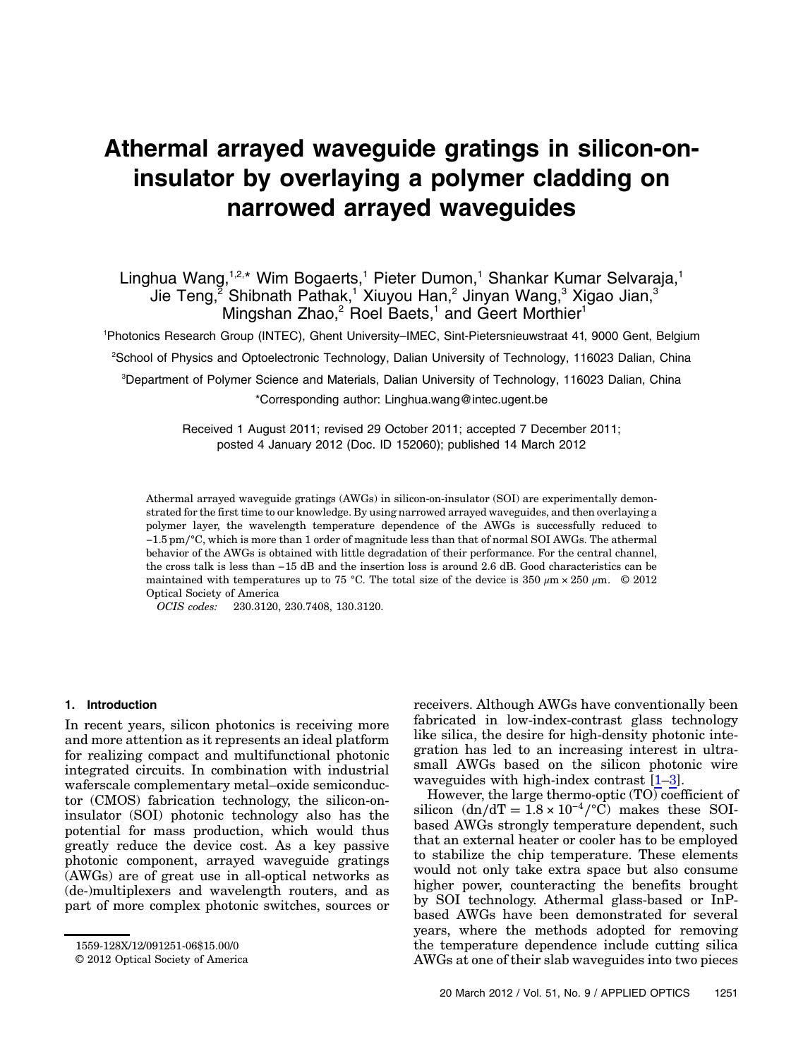# Athermal arrayed waveguide gratings in silicon-on-insulator by overlaying a polymer cladding on narrowed arrayed waveguides

Linghua Wang,[1,2,*] Wim Bogaerts,[1] Pieter Dumon,[1] Shankar Kumar Selvaraja,[1] Jie Teng,[2] Shibnath Pathak,[1] Xiuyou Han,[2] Jinyan Wang,[3] Xigao Jian,[3] Mingshan Zhao,[2] Roel Baets,[1] and Geert Morthier[1]

[1]Photonics Research Group (INTEC), Ghent University–IMEC, Sint-Pietersnieuwstraat 41, 9000 Gent, Belgium

[2]School of Physics and Optoelectronic Technology, Dalian University of Technology, 116023 Dalian, China

[3]Department of Polymer Science and Materials, Dalian University of Technology, 116023 Dalian, China

*Corresponding author: Linghua.wang@intec.ugent.be

Received 1 August 2011; revised 29 October 2011; accepted 7 December 2011; posted 4 January 2012 (Doc. ID 152060); published 14 March 2012

Athermal arrayed waveguide gratings (AWGs) in silicon-on-insulator (SOI) are experimentally demonstrated for the first time to our knowledge. By using narrowed arrayed waveguides, and then overlaying a polymer layer, the wavelength temperature dependence of the AWGs is successfully reduced to −1.5 pm/°C, which is more than 1 order of magnitude less than that of normal SOI AWGs. The athermal behavior of the AWGs is obtained with little degradation of their performance. For the central channel, the cross talk is less than −15 dB and the insertion loss is around 2.6 dB. Good characteristics can be maintained with temperatures up to 75 °C. The total size of the device is 350 μm × 250 μm. © 2012 Optical Society of America

*OCIS codes:* 230.3120, 230.7408, 130.3120.

## 1. Introduction

In recent years, silicon photonics is receiving more and more attention as it represents an ideal platform for realizing compact and multifunctional photonic integrated circuits. In combination with industrial waferscale complementary metal–oxide semiconductor (CMOS) fabrication technology, the silicon-on-insulator (SOI) photonic technology also has the potential for mass production, which would thus greatly reduce the device cost. As a key passive photonic component, arrayed waveguide gratings (AWGs) are of great use in all-optical networks as (de-)multiplexers and wavelength routers, and as part of more complex photonic switches, sources or receivers. Although AWGs have conventionally been fabricated in low-index-contrast glass technology like silica, the desire for high-density photonic integration has led to an increasing interest in ultrasmall AWGs based on the silicon photonic wire waveguides with high-index contrast [1–3].

However, the large thermo-optic (TO) coefficient of silicon ($dn/dT = 1.8 \times 10^{-4}/°C$) makes these SOI-based AWGs strongly temperature dependent, such that an external heater or cooler has to be employed to stabilize the chip temperature. These elements would not only take extra space but also consume higher power, counteracting the benefits brought by SOI technology. Athermal glass-based or InP-based AWGs have been demonstrated for several years, where the methods adopted for removing the temperature dependence include cutting silica AWGs at one of their slab waveguides into two pieces

1559-128X/12/091251-06$15.00/0

© 2012 Optical Society of America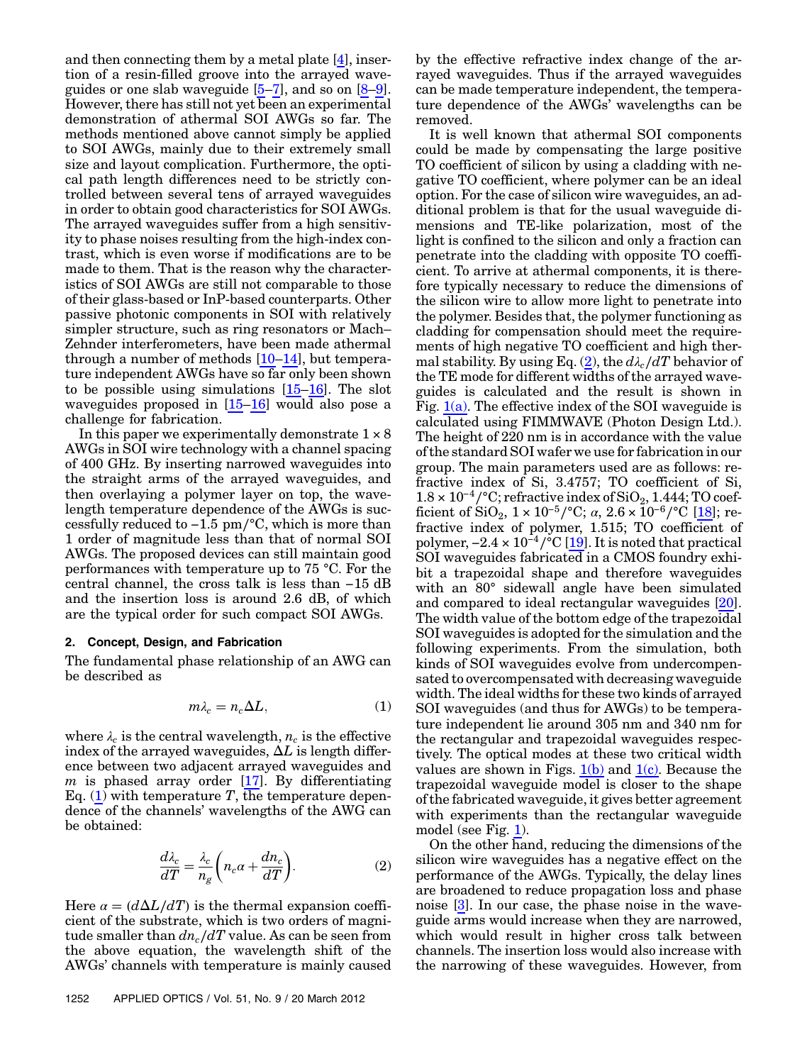and then connecting them by a metal plate [4], insertion of a resin-filled groove into the arrayed waveguides or one slab waveguide [5–7], and so on [8–9]. However, there has still not yet been an experimental demonstration of athermal SOI AWGs so far. The methods mentioned above cannot simply be applied to SOI AWGs, mainly due to their extremely small size and layout complication. Furthermore, the optical path length differences need to be strictly controlled between several tens of arrayed waveguides in order to obtain good characteristics for SOI AWGs. The arrayed waveguides suffer from a high sensitivity to phase noises resulting from the high-index contrast, which is even worse if modifications are to be made to them. That is the reason why the characteristics of SOI AWGs are still not comparable to those of their glass-based or InP-based counterparts. Other passive photonic components in SOI with relatively simpler structure, such as ring resonators or Mach–Zehnder interferometers, have been made athermal through a number of methods [10–14], but temperature independent AWGs have so far only been shown to be possible using simulations [15–16]. The slot waveguides proposed in [15–16] would also pose a challenge for fabrication.

In this paper we experimentally demonstrate $1 \times 8$ AWGs in SOI wire technology with a channel spacing of 400 GHz. By inserting narrowed waveguides into the straight arms of the arrayed waveguides, and then overlaying a polymer layer on top, the wavelength temperature dependence of the AWGs is successfully reduced to −1.5 pm/°C, which is more than 1 order of magnitude less than that of normal SOI AWGs. The proposed devices can still maintain good performances with temperature up to 75 °C. For the central channel, the cross talk is less than −15 dB and the insertion loss is around 2.6 dB, of which are the typical order for such compact SOI AWGs.

## 2. Concept, Design, and Fabrication

The fundamental phase relationship of an AWG can be described as

$$m\lambda_c = n_c \Delta L, \tag{1}$$

where $\lambda_c$ is the central wavelength, $n_c$ is the effective index of the arrayed waveguides, $\Delta L$ is length difference between two adjacent arrayed waveguides and $m$ is phased array order [17]. By differentiating Eq. (1) with temperature $T$, the temperature dependence of the channels' wavelengths of the AWG can be obtained:

$$\frac{d\lambda_c}{dT} = \frac{\lambda_c}{n_g}\left(n_c \alpha + \frac{dn_c}{dT}\right). \tag{2}$$

Here $\alpha = (d\Delta L/dT)$ is the thermal expansion coefficient of the substrate, which is two orders of magnitude smaller than $dn_c/dT$ value. As can be seen from the above equation, the wavelength shift of the AWGs' channels with temperature is mainly caused by the effective refractive index change of the arrayed waveguides. Thus if the arrayed waveguides can be made temperature independent, the temperature dependence of the AWGs' wavelengths can be removed.

It is well known that athermal SOI components could be made by compensating the large positive TO coefficient of silicon by using a cladding with negative TO coefficient, where polymer can be an ideal option. For the case of silicon wire waveguides, an additional problem is that for the usual waveguide dimensions and TE-like polarization, most of the light is confined to the silicon and only a fraction can penetrate into the cladding with opposite TO coefficient. To arrive at athermal components, it is therefore typically necessary to reduce the dimensions of the silicon wire to allow more light to penetrate into the polymer. Besides that, the polymer functioning as cladding for compensation should meet the requirements of high negative TO coefficient and high thermal stability. By using Eq. (2), the $d\lambda_c/dT$ behavior of the TE mode for different widths of the arrayed waveguides is calculated and the result is shown in Fig. 1(a). The effective index of the SOI waveguide is calculated using FIMMWAVE (Photon Design Ltd.). The height of 220 nm is in accordance with the value of the standard SOI wafer we use for fabrication in our group. The main parameters used are as follows: refractive index of Si, 3.4757; TO coefficient of Si, $1.8 \times 10^{-4}$/°C; refractive index of $SiO_2$, 1.444; TO coefficient of $SiO_2$, $1 \times 10^{-5}$/°C; $\alpha$, $2.6 \times 10^{-6}$/°C [18]; refractive index of polymer, 1.515; TO coefficient of polymer, $-2.4 \times 10^{-4}$/°C [19]. It is noted that practical SOI waveguides fabricated in a CMOS foundry exhibit a trapezoidal shape and therefore waveguides with an 80° sidewall angle have been simulated and compared to ideal rectangular waveguides [20]. The width value of the bottom edge of the trapezoidal SOI waveguides is adopted for the simulation and the following experiments. From the simulation, both kinds of SOI waveguides evolve from undercompensated to overcompensated with decreasing waveguide width. The ideal widths for these two kinds of arrayed SOI waveguides (and thus for AWGs) to be temperature independent lie around 305 nm and 340 nm for the rectangular and trapezoidal waveguides respectively. The optical modes at these two critical width values are shown in Figs. 1(b) and 1(c). Because the trapezoidal waveguide model is closer to the shape of the fabricated waveguide, it gives better agreement with experiments than the rectangular waveguide model (see Fig. 1).

On the other hand, reducing the dimensions of the silicon wire waveguides has a negative effect on the performance of the AWGs. Typically, the delay lines are broadened to reduce propagation loss and phase noise [3]. In our case, the phase noise in the waveguide arms would increase when they are narrowed, which would result in higher cross talk between channels. The insertion loss would also increase with the narrowing of these waveguides. However, from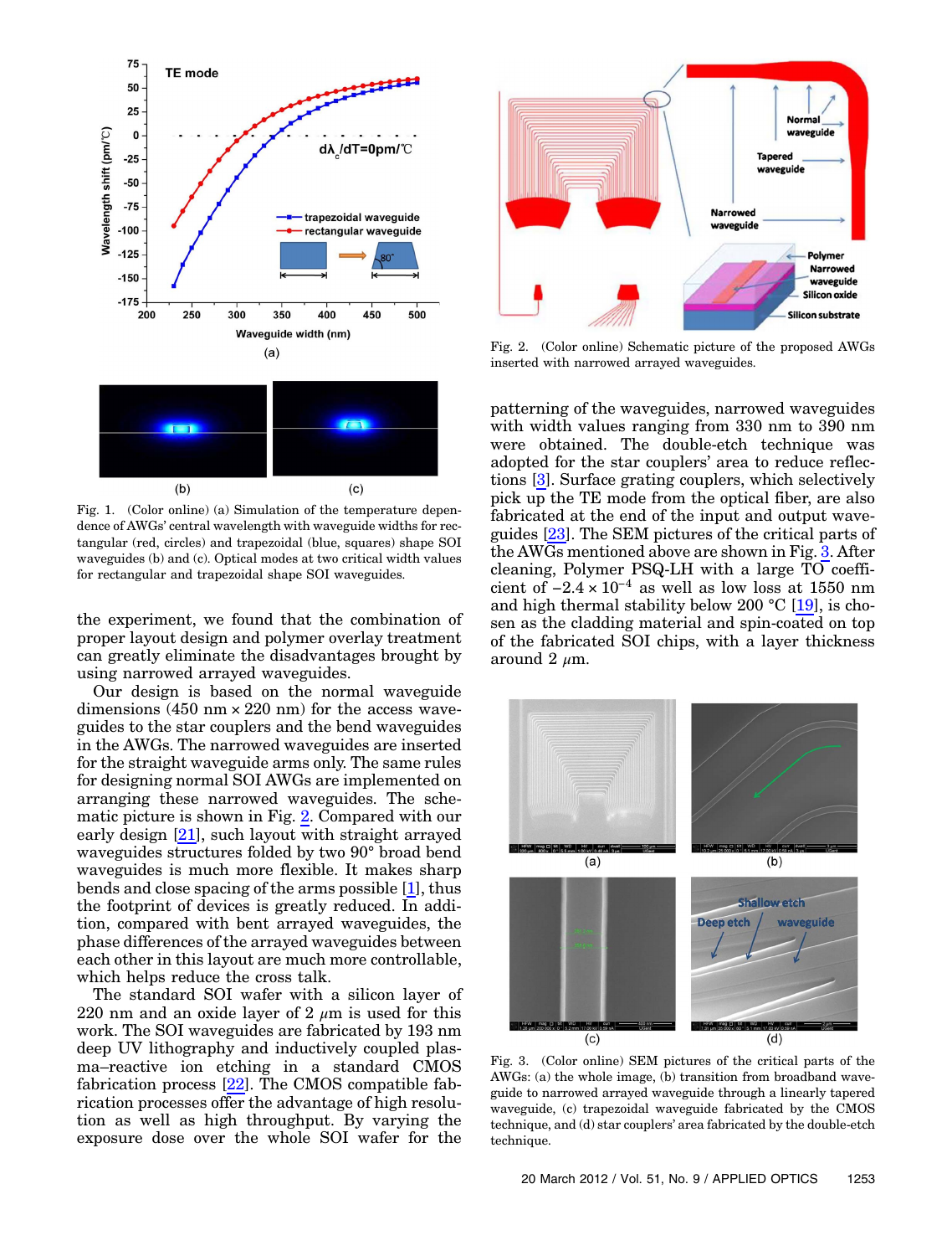Fig. 1. (Color online) (a) Simulation of the temperature dependence of AWGs' central wavelength with waveguide widths for rectangular (red, circles) and trapezoidal (blue, squares) shape SOI waveguides (b) and (c). Optical modes at two critical width values for rectangular and trapezoidal shape SOI waveguides.

the experiment, we found that the combination of proper layout design and polymer overlay treatment can greatly eliminate the disadvantages brought by using narrowed arrayed waveguides.

Our design is based on the normal waveguide dimensions (450 nm × 220 nm) for the access waveguides to the star couplers and the bend waveguides in the AWGs. The narrowed waveguides are inserted for the straight waveguide arms only. The same rules for designing normal SOI AWGs are implemented on arranging these narrowed waveguides. The schematic picture is shown in Fig. 2. Compared with our early design [21], such layout with straight arrayed waveguides structures folded by two 90° broad bend waveguides is much more flexible. It makes sharp bends and close spacing of the arms possible [1], thus the footprint of devices is greatly reduced. In addition, compared with bent arrayed waveguides, the phase differences of the arrayed waveguides between each other in this layout are much more controllable, which helps reduce the cross talk.

The standard SOI wafer with a silicon layer of 220 nm and an oxide layer of 2 $\mu$m is used for this work. The SOI waveguides are fabricated by 193 nm deep UV lithography and inductively coupled plasma–reactive ion etching in a standard CMOS fabrication process [22]. The CMOS compatible fabrication processes offer the advantage of high resolution as well as high throughput. By varying the exposure dose over the whole SOI wafer for the patterning of the waveguides, narrowed waveguides with width values ranging from 330 nm to 390 nm were obtained. The double-etch technique was adopted for the star couplers' area to reduce reflections [3]. Surface grating couplers, which selectively pick up the TE mode from the optical fiber, are also fabricated at the end of the input and output waveguides [23]. The SEM pictures of the critical parts of the AWGs mentioned above are shown in Fig. 3. After cleaning, Polymer PSQ-LH with a large TO coefficient of $-2.4 \times 10^{-4}$ as well as low loss at 1550 nm and high thermal stability below 200 °C [19], is chosen as the cladding material and spin-coated on top of the fabricated SOI chips, with a layer thickness around 2 $\mu$m.

Fig. 2. (Color online) Schematic picture of the proposed AWGs inserted with narrowed arrayed waveguides.

Fig. 3. (Color online) SEM pictures of the critical parts of the AWGs: (a) the whole image, (b) transition from broadband waveguide to narrowed arrayed waveguide through a linearly tapered waveguide, (c) trapezoidal waveguide fabricated by the CMOS technique, and (d) star couplers' area fabricated by the double-etch technique.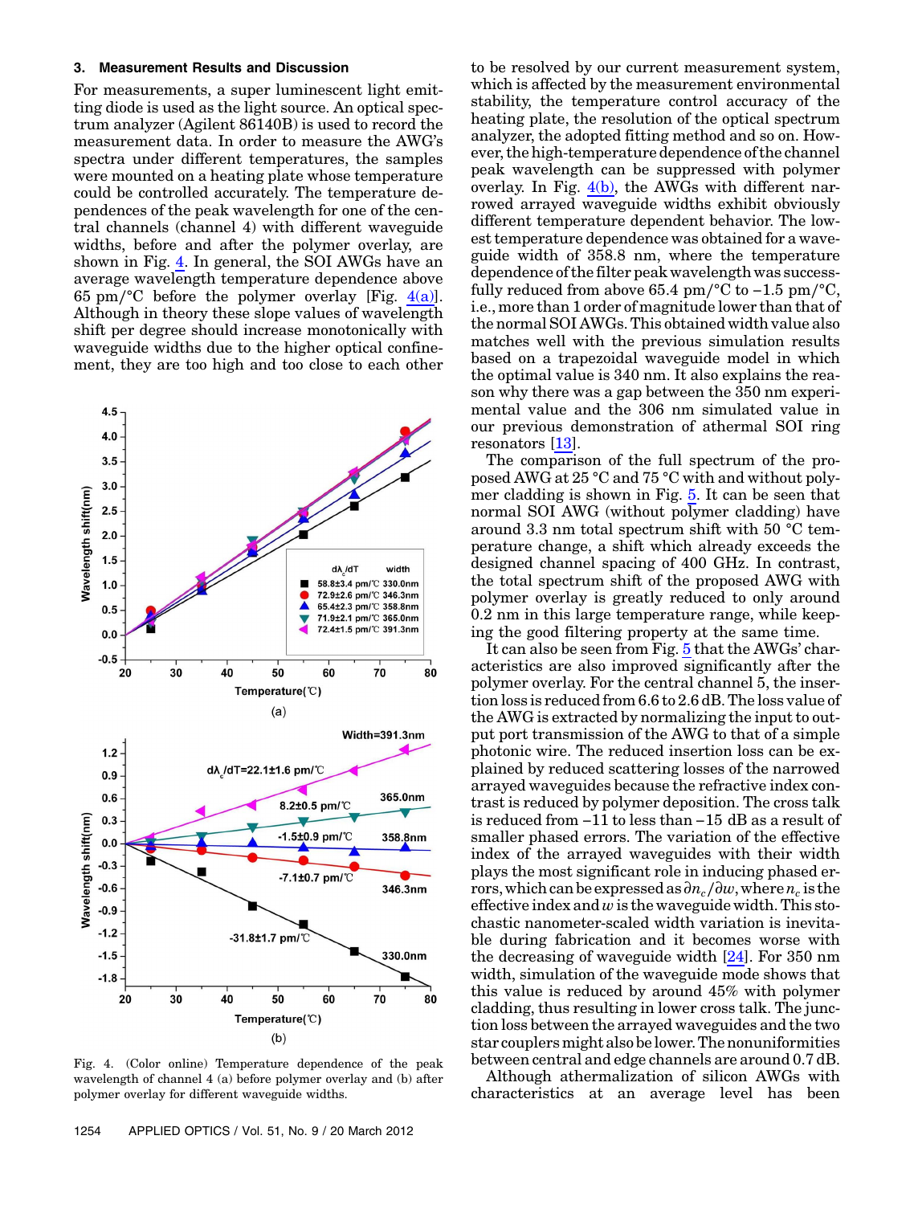### 3. Measurement Results and Discussion

For measurements, a super luminescent light emitting diode is used as the light source. An optical spectrum analyzer (Agilent 86140B) is used to record the measurement data. In order to measure the AWG's spectra under different temperatures, the samples were mounted on a heating plate whose temperature could be controlled accurately. The temperature dependences of the peak wavelength for one of the central channels (channel 4) with different waveguide widths, before and after the polymer overlay, are shown in Fig. 4. In general, the SOI AWGs have an average wavelength temperature dependence above 65 pm/°C before the polymer overlay [Fig. 4(a)]. Although in theory these slope values of wavelength shift per degree should increase monotonically with waveguide widths due to the higher optical confinement, they are too high and too close to each other to be resolved by our current measurement system, which is affected by the measurement environmental stability, the temperature control accuracy of the heating plate, the resolution of the optical spectrum analyzer, the adopted fitting method and so on. However, the high-temperature dependence of the channel peak wavelength can be suppressed with polymer overlay. In Fig. 4(b), the AWGs with different narrowed arrayed waveguide widths exhibit obviously different temperature dependent behavior. The lowest temperature dependence was obtained for a waveguide width of 358.8 nm, where the temperature dependence of the filter peak wavelength was successfully reduced from above 65.4 pm/°C to −1.5 pm/°C, i.e., more than 1 order of magnitude lower than that of the normal SOI AWGs. This obtained width value also matches well with the previous simulation results based on a trapezoidal waveguide model in which the optimal value is 340 nm. It also explains the reason why there was a gap between the 350 nm experimental value and the 306 nm simulated value in our previous demonstration of athermal SOI ring resonators [13].

Fig. 4. (Color online) Temperature dependence of the peak wavelength of channel 4 (a) before polymer overlay and (b) after polymer overlay for different waveguide widths.

The comparison of the full spectrum of the proposed AWG at 25 °C and 75 °C with and without polymer cladding is shown in Fig. 5. It can be seen that normal SOI AWG (without polymer cladding) have around 3.3 nm total spectrum shift with 50 °C temperature change, a shift which already exceeds the designed channel spacing of 400 GHz. In contrast, the total spectrum shift of the proposed AWG with polymer overlay is greatly reduced to only around 0.2 nm in this large temperature range, while keeping the good filtering property at the same time.

It can also be seen from Fig. 5 that the AWGs' characteristics are also improved significantly after the polymer overlay. For the central channel 5, the insertion loss is reduced from 6.6 to 2.6 dB. The loss value of the AWG is extracted by normalizing the input to output port transmission of the AWG to that of a simple photonic wire. The reduced insertion loss can be explained by reduced scattering losses of the narrowed arrayed waveguides because the refractive index contrast is reduced by polymer deposition. The cross talk is reduced from −11 to less than −15 dB as a result of smaller phased errors. The variation of the effective index of the arrayed waveguides with their width plays the most significant role in inducing phased errors, which can be expressed as $\partial n_c/\partial w$, where $n_c$ is the effective index and $w$ is the waveguide width. This stochastic nanometer-scaled width variation is inevitable during fabrication and it becomes worse with the decreasing of waveguide width [24]. For 350 nm width, simulation of the waveguide mode shows that this value is reduced by around 45% with polymer cladding, thus resulting in lower cross talk. The junction loss between the arrayed waveguides and the two star couplers might also be lower. The nonuniformities between central and edge channels are around 0.7 dB.

Although athermalization of silicon AWGs with characteristics at an average level has been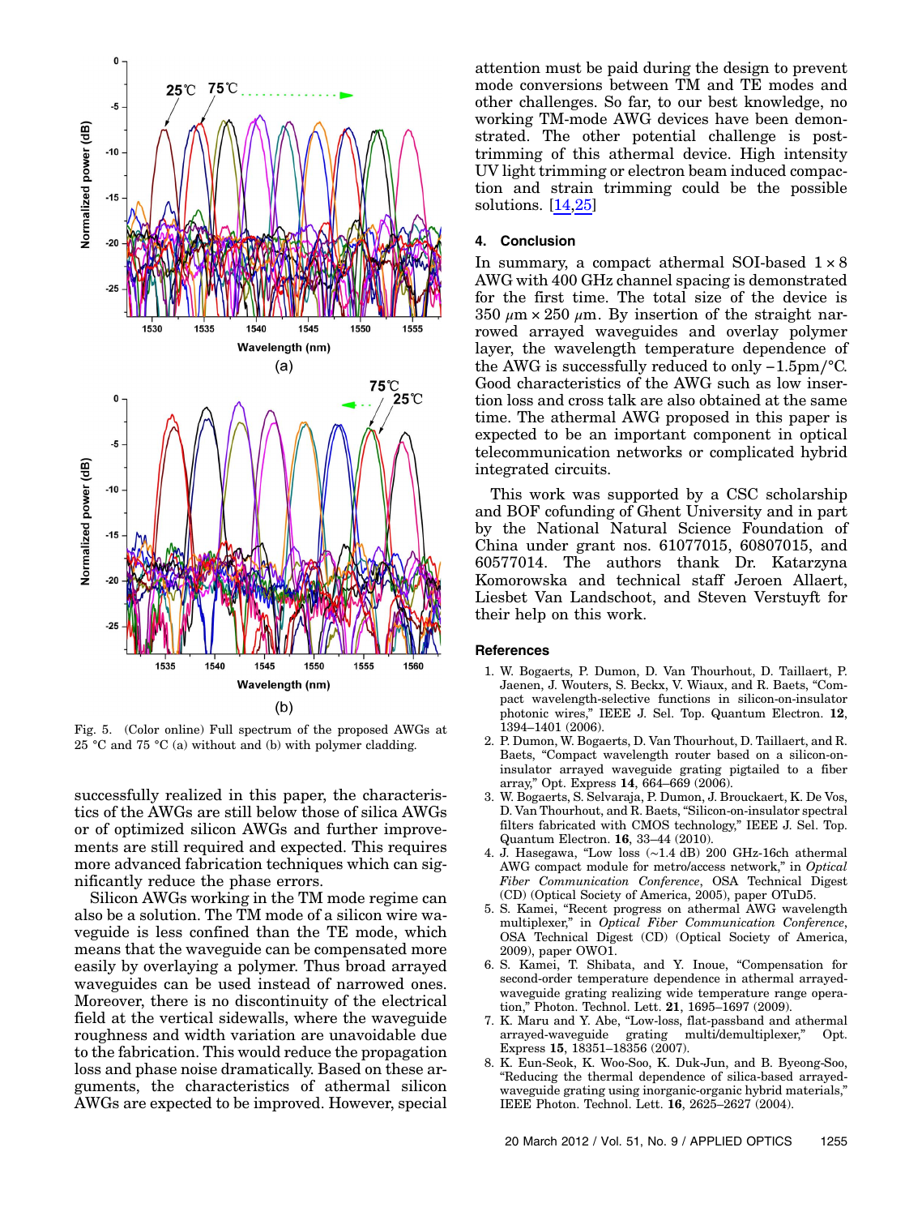Fig. 5. (Color online) Full spectrum of the proposed AWGs at 25 °C and 75 °C (a) without and (b) with polymer cladding.

successfully realized in this paper, the characteristics of the AWGs are still below those of silica AWGs or of optimized silicon AWGs and further improvements are still required and expected. This requires more advanced fabrication techniques which can significantly reduce the phase errors.

Silicon AWGs working in the TM mode regime can also be a solution. The TM mode of a silicon wire waveguide is less confined than the TE mode, which means that the waveguide can be compensated more easily by overlaying a polymer. Thus broad arrayed waveguides can be used instead of narrowed ones. Moreover, there is no discontinuity of the electrical field at the vertical sidewalls, where the waveguide roughness and width variation are unavoidable due to the fabrication. This would reduce the propagation loss and phase noise dramatically. Based on these arguments, the characteristics of athermal silicon AWGs are expected to be improved. However, special attention must be paid during the design to prevent mode conversions between TM and TE modes and other challenges. So far, to our best knowledge, no working TM-mode AWG devices have been demonstrated. The other potential challenge is post-trimming of this athermal device. High intensity UV light trimming or electron beam induced compaction and strain trimming could be the possible solutions. [14,25]

## 4. Conclusion

In summary, a compact athermal SOI-based $1 \times 8$ AWG with 400 GHz channel spacing is demonstrated for the first time. The total size of the device is $350\ \mu m \times 250\ \mu m$. By insertion of the straight narrowed arrayed waveguides and overlay polymer layer, the wavelength temperature dependence of the AWG is successfully reduced to only $-1.5$pm/°C. Good characteristics of the AWG such as low insertion loss and cross talk are also obtained at the same time. The athermal AWG proposed in this paper is expected to be an important component in optical telecommunication networks or complicated hybrid integrated circuits.

This work was supported by a CSC scholarship and BOF cofunding of Ghent University and in part by the National Natural Science Foundation of China under grant nos. 61077015, 60807015, and 60577014. The authors thank Dr. Katarzyna Komorowska and technical staff Jeroen Allaert, Liesbet Van Landschoot, and Steven Verstuyft for their help on this work.

## References

1. W. Bogaerts, P. Dumon, D. Van Thourhout, D. Taillaert, P. Jaenen, J. Wouters, S. Beckx, V. Wiaux, and R. Baets, "Compact wavelength-selective functions in silicon-on-insulator photonic wires," IEEE J. Sel. Top. Quantum Electron. **12**, 1394–1401 (2006).
2. P. Dumon, W. Bogaerts, D. Van Thourhout, D. Taillaert, and R. Baets, "Compact wavelength router based on a silicon-on-insulator arrayed waveguide grating pigtailed to a fiber array," Opt. Express **14**, 664–669 (2006).
3. W. Bogaerts, S. Selvaraja, P. Dumon, J. Brouckaert, K. De Vos, D. Van Thourhout, and R. Baets, "Silicon-on-insulator spectral filters fabricated with CMOS technology," IEEE J. Sel. Top. Quantum Electron. **16**, 33–44 (2010).
4. J. Hasegawa, "Low loss (~1.4 dB) 200 GHz-16ch athermal AWG compact module for metro/access network," in *Optical Fiber Communication Conference*, OSA Technical Digest (CD) (Optical Society of America, 2005), paper OTuD5.
5. S. Kamei, "Recent progress on athermal AWG wavelength multiplexer," in *Optical Fiber Communication Conference*, OSA Technical Digest (CD) (Optical Society of America, 2009), paper OWO1.
6. S. Kamei, T. Shibata, and Y. Inoue, "Compensation for second-order temperature dependence in athermal arrayed-waveguide grating realizing wide temperature range operation," Photon. Technol. Lett. **21**, 1695–1697 (2009).
7. K. Maru and Y. Abe, "Low-loss, flat-passband and athermal arrayed-waveguide grating multi/demultiplexer," Opt. Express **15**, 18351–18356 (2007).
8. K. Eun-Seok, K. Woo-Soo, K. Duk-Jun, and B. Byeong-Soo, "Reducing the thermal dependence of silica-based arrayed-waveguide grating using inorganic-organic hybrid materials," IEEE Photon. Technol. Lett. **16**, 2625–2627 (2004).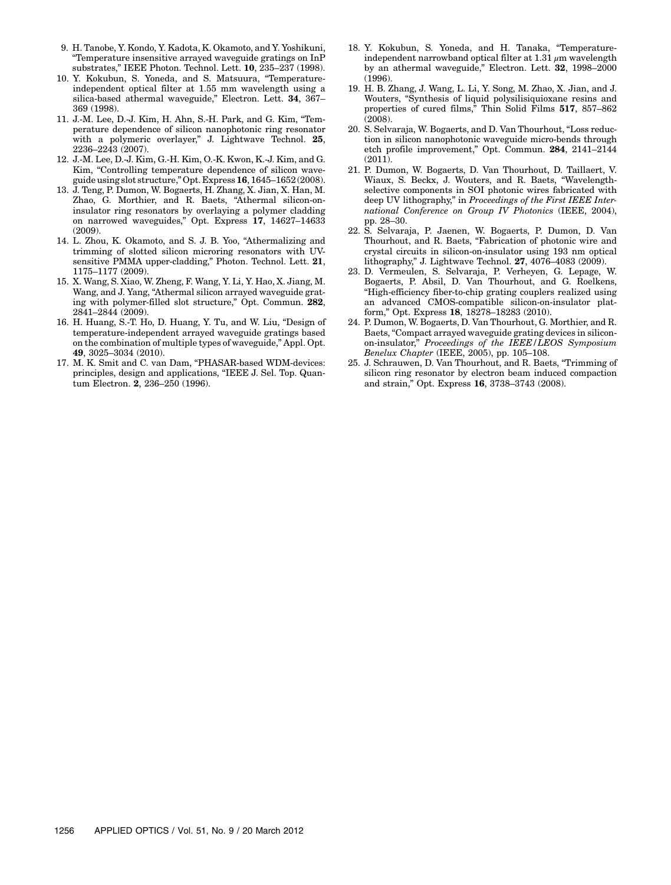9. H. Tanobe, Y. Kondo, Y. Kadota, K. Okamoto, and Y. Yoshikuni, "Temperature insensitive arrayed waveguide gratings on InP substrates," IEEE Photon. Technol. Lett. **10**, 235–237 (1998).
10. Y. Kokubun, S. Yoneda, and S. Matsuura, "Temperature-independent optical filter at 1.55 mm wavelength using a silica-based athermal waveguide," Electron. Lett. **34**, 367–369 (1998).
11. J.-M. Lee, D.-J. Kim, H. Ahn, S.-H. Park, and G. Kim, "Temperature dependence of silicon nanophotonic ring resonator with a polymeric overlayer," J. Lightwave Technol. **25**, 2236–2243 (2007).
12. J.-M. Lee, D.-J. Kim, G.-H. Kim, O.-K. Kwon, K.-J. Kim, and G. Kim, "Controlling temperature dependence of silicon waveguide using slot structure," Opt. Express **16**, 1645–1652 (2008).
13. J. Teng, P. Dumon, W. Bogaerts, H. Zhang, X. Jian, X. Han, M. Zhao, G. Morthier, and R. Baets, "Athermal silicon-on-insulator ring resonators by overlaying a polymer cladding on narrowed waveguides," Opt. Express **17**, 14627–14633 (2009).
14. L. Zhou, K. Okamoto, and S. J. B. Yoo, "Athermalizing and trimming of slotted silicon microring resonators with UV-sensitive PMMA upper-cladding," Photon. Technol. Lett. **21**, 1175–1177 (2009).
15. X. Wang, S. Xiao, W. Zheng, F. Wang, Y. Li, Y. Hao, X. Jiang, M. Wang, and J. Yang, "Athermal silicon arrayed waveguide grating with polymer-filled slot structure," Opt. Commun. **282**, 2841–2844 (2009).
16. H. Huang, S.-T. Ho, D. Huang, Y. Tu, and W. Liu, "Design of temperature-independent arrayed waveguide gratings based on the combination of multiple types of waveguide," Appl. Opt. **49**, 3025–3034 (2010).
17. M. K. Smit and C. van Dam, "PHASAR-based WDM-devices: principles, design and applications, "IEEE J. Sel. Top. Quantum Electron. **2**, 236–250 (1996).
18. Y. Kokubun, S. Yoneda, and H. Tanaka, "Temperature-independent narrowband optical filter at 1.31 $\mu$m wavelength by an athermal waveguide," Electron. Lett. **32**, 1998–2000 (1996).
19. H. B. Zhang, J. Wang, L. Li, Y. Song, M. Zhao, X. Jian, and J. Wouters, "Synthesis of liquid polysilisiquioxane resins and properties of cured films," Thin Solid Films **517**, 857–862 (2008).
20. S. Selvaraja, W. Bogaerts, and D. Van Thourhout, "Loss reduction in silicon nanophotonic waveguide micro-bends through etch profile improvement," Opt. Commun. **284**, 2141–2144 (2011).
21. P. Dumon, W. Bogaerts, D. Van Thourhout, D. Taillaert, V. Wiaux, S. Beckx, J. Wouters, and R. Baets, "Wavelength-selective components in SOI photonic wires fabricated with deep UV lithography," in *Proceedings of the First IEEE International Conference on Group IV Photonics* (IEEE, 2004), pp. 28–30.
22. S. Selvaraja, P. Jaenen, W. Bogaerts, P. Dumon, D. Van Thourhout, and R. Baets, "Fabrication of photonic wire and crystal circuits in silicon-on-insulator using 193 nm optical lithography," J. Lightwave Technol. **27**, 4076–4083 (2009).
23. D. Vermeulen, S. Selvaraja, P. Verheyen, G. Lepage, W. Bogaerts, P. Absil, D. Van Thourhout, and G. Roelkens, "High-efficiency fiber-to-chip grating couplers realized using an advanced CMOS-compatible silicon-on-insulator platform," Opt. Express **18**, 18278–18283 (2010).
24. P. Dumon, W. Bogaerts, D. Van Thourhout, G. Morthier, and R. Baets, "Compact arrayed waveguide grating devices in silicon-on-insulator," *Proceedings of the IEEE/LEOS Symposium Benelux Chapter* (IEEE, 2005), pp. 105–108.
25. J. Schrauwen, D. Van Thourhout, and R. Baets, "Trimming of silicon ring resonator by electron beam induced compaction and strain," Opt. Express **16**, 3738–3743 (2008).